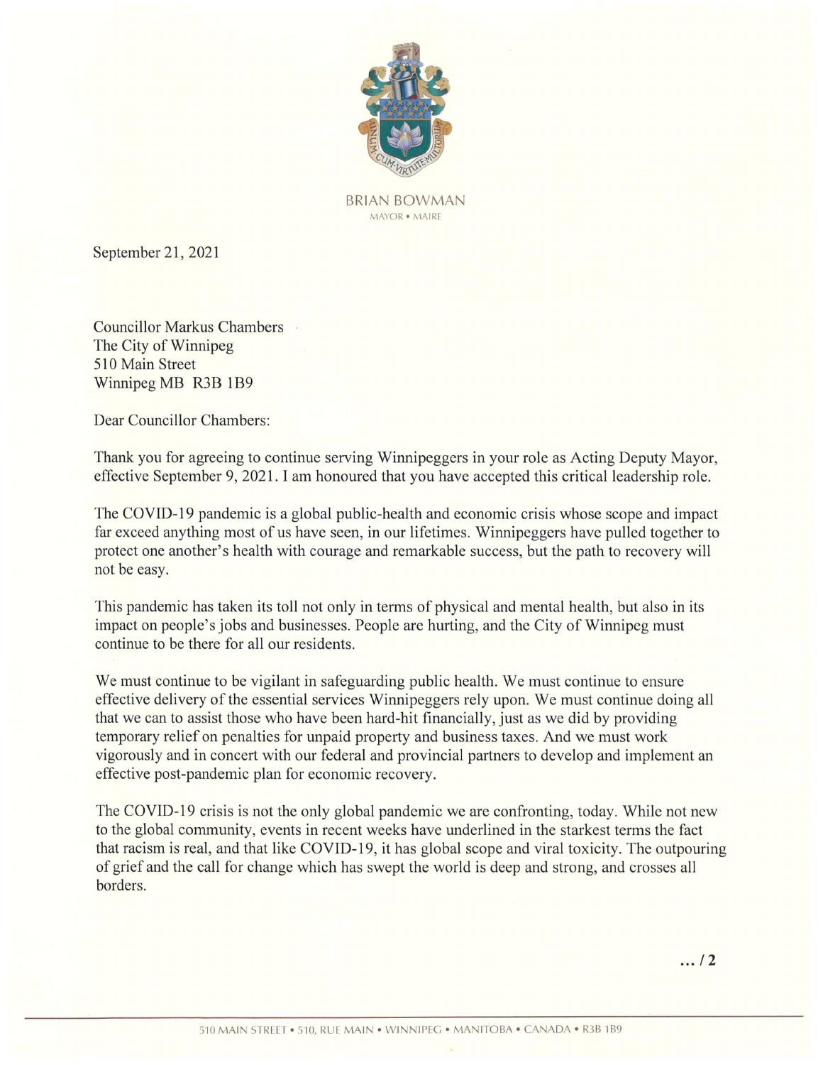BRIAN BOWMAN
MAYOR • MAIRE

September 21, 2021

Councillor Markus Chambers
The City of Winnipeg
510 Main Street
Winnipeg MB R3B 1B9

Dear Councillor Chambers:

Thank you for agreeing to continue serving Winnipeggers in your role as Acting Deputy Mayor, effective September 9, 2021. I am honoured that you have accepted this critical leadership role.

The COVID-19 pandemic is a global public-health and economic crisis whose scope and impact far exceed anything most of us have seen, in our lifetimes. Winnipeggers have pulled together to protect one another's health with courage and remarkable success, but the path to recovery will not be easy.

This pandemic has taken its toll not only in terms of physical and mental health, but also in its impact on people's jobs and businesses. People are hurting, and the City of Winnipeg must continue to be there for all our residents.

We must continue to be vigilant in safeguarding public health. We must continue to ensure effective delivery of the essential services Winnipeggers rely upon. We must continue doing all that we can to assist those who have been hard-hit financially, just as we did by providing temporary relief on penalties for unpaid property and business taxes. And we must work vigorously and in concert with our federal and provincial partners to develop and implement an effective post-pandemic plan for economic recovery.

The COVID-19 crisis is not the only global pandemic we are confronting, today. While not new to the global community, events in recent weeks have underlined in the starkest terms the fact that racism is real, and that like COVID-19, it has global scope and viral toxicity. The outpouring of grief and the call for change which has swept the world is deep and strong, and crosses all borders.

… / 2

510 MAIN STREET • 510, RUE MAIN • WINNIPEG • MANITOBA • CANADA • R3B 1B9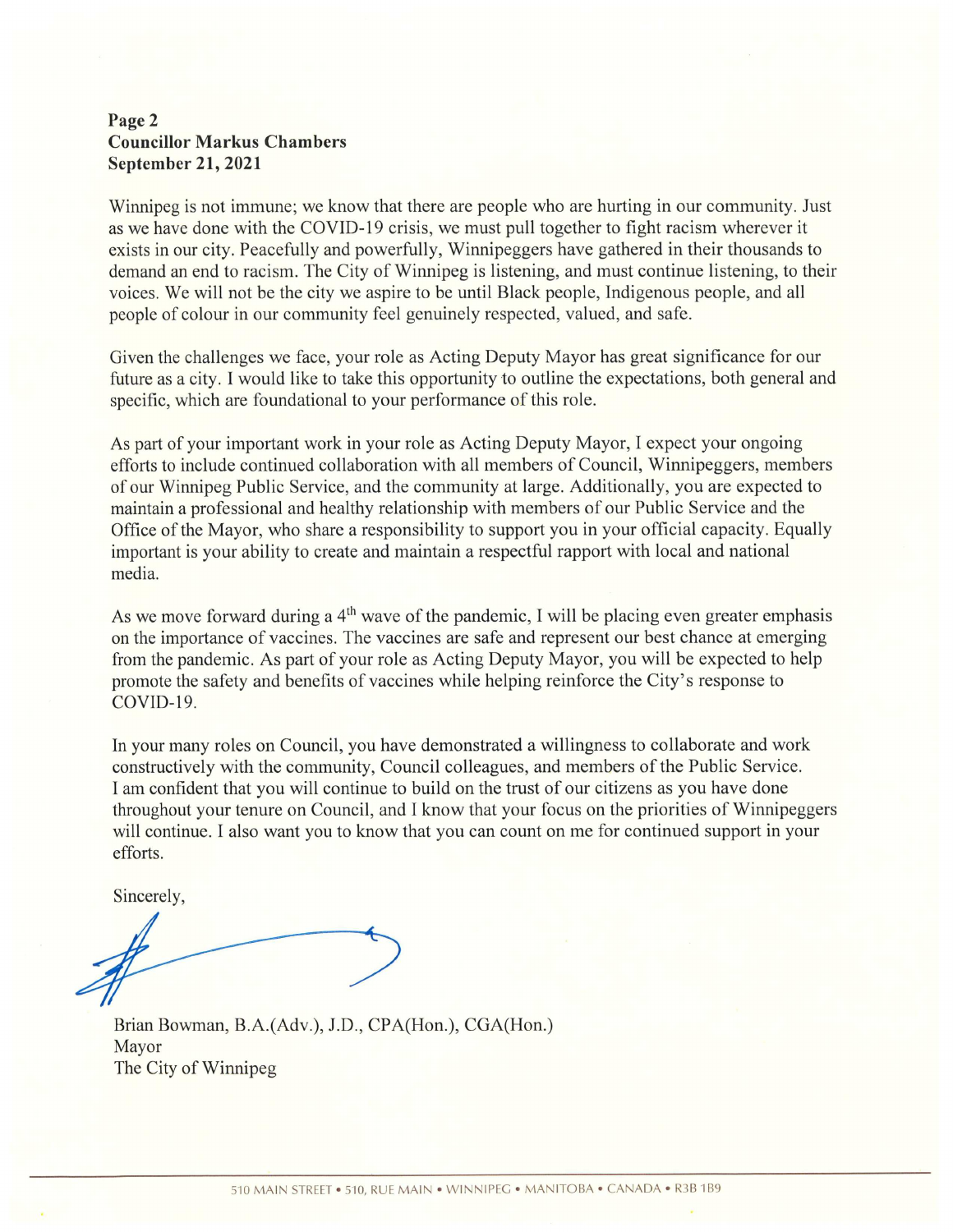**Page 2**
**Councillor Markus Chambers**
**September 21, 2021**

Winnipeg is not immune; we know that there are people who are hurting in our community. Just as we have done with the COVID-19 crisis, we must pull together to fight racism wherever it exists in our city. Peacefully and powerfully, Winnipeggers have gathered in their thousands to demand an end to racism. The City of Winnipeg is listening, and must continue listening, to their voices. We will not be the city we aspire to be until Black people, Indigenous people, and all people of colour in our community feel genuinely respected, valued, and safe.

Given the challenges we face, your role as Acting Deputy Mayor has great significance for our future as a city. I would like to take this opportunity to outline the expectations, both general and specific, which are foundational to your performance of this role.

As part of your important work in your role as Acting Deputy Mayor, I expect your ongoing efforts to include continued collaboration with all members of Council, Winnipeggers, members of our Winnipeg Public Service, and the community at large. Additionally, you are expected to maintain a professional and healthy relationship with members of our Public Service and the Office of the Mayor, who share a responsibility to support you in your official capacity. Equally important is your ability to create and maintain a respectful rapport with local and national media.

As we move forward during a 4th wave of the pandemic, I will be placing even greater emphasis on the importance of vaccines. The vaccines are safe and represent our best chance at emerging from the pandemic. As part of your role as Acting Deputy Mayor, you will be expected to help promote the safety and benefits of vaccines while helping reinforce the City's response to COVID-19.

In your many roles on Council, you have demonstrated a willingness to collaborate and work constructively with the community, Council colleagues, and members of the Public Service. I am confident that you will continue to build on the trust of our citizens as you have done throughout your tenure on Council, and I know that your focus on the priorities of Winnipeggers will continue. I also want you to know that you can count on me for continued support in your efforts.

Sincerely,

Brian Bowman, B.A.(Adv.), J.D., CPA(Hon.), CGA(Hon.)
Mayor
The City of Winnipeg

510 MAIN STREET • 510, RUE MAIN • WINNIPEG • MANITOBA • CANADA • R3B 1B9